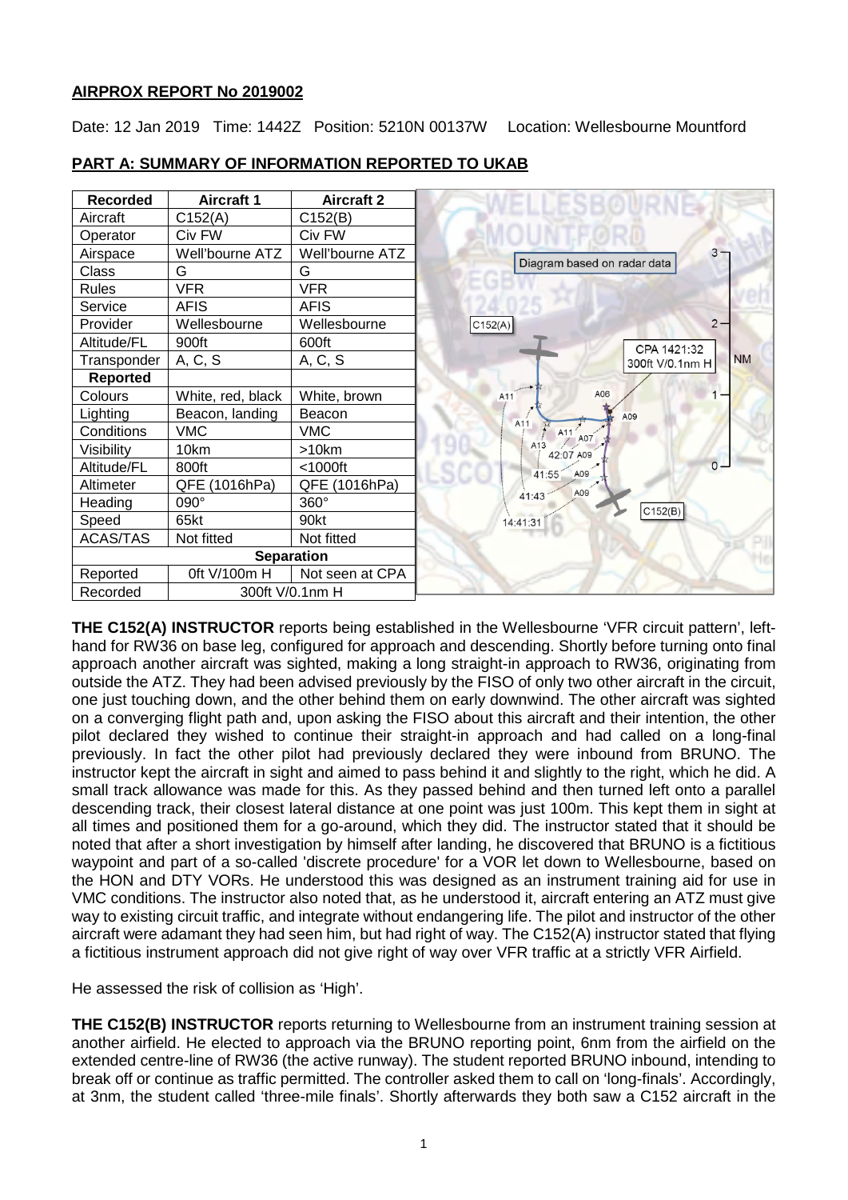## AIRPROX REPORT No 2019002

Date: 12 Jan 2019 Time: 1442Z Position: 5210N 00137W Location: Wellesbourne Mountford

## PART A: SUMMARY OF INFORMATION REPORTED TO UKAB

| Recorded | Aircraft 1 | Aircraft 2 |
|---|---|---|
| Aircraft | C152(A) | C152(B) |
| Operator | Civ FW | Civ FW |
| Airspace | Well'bourne ATZ | Well'bourne ATZ |
| Class | G | G |
| Rules | VFR | VFR |
| Service | AFIS | AFIS |
| Provider | Wellesbourne | Wellesbourne |
| Altitude/FL | 900ft | 600ft |
| Transponder | A, C, S | A, C, S |
| **Reported** | | |
| Colours | White, red, black | White, brown |
| Lighting | Beacon, landing | Beacon |
| Conditions | VMC | VMC |
| Visibility | 10km | >10km |
| Altitude/FL | 800ft | <1000ft |
| Altimeter | QFE (1016hPa) | QFE (1016hPa) |
| Heading | 090° | 360° |
| Speed | 65kt | 90kt |
| ACAS/TAS | Not fitted | Not fitted |
| **Separation** | | |
| Reported | 0ft V/100m H | Not seen at CPA |
| Recorded | 300ft V/0.1nm H | |

Diagram based on radar data

CPA 1421:32 300ft V/0.1nm H

**THE C152(A) INSTRUCTOR** reports being established in the Wellesbourne 'VFR circuit pattern', left-hand for RW36 on base leg, configured for approach and descending. Shortly before turning onto final approach another aircraft was sighted, making a long straight-in approach to RW36, originating from outside the ATZ. They had been advised previously by the FISO of only two other aircraft in the circuit, one just touching down, and the other behind them on early downwind. The other aircraft was sighted on a converging flight path and, upon asking the FISO about this aircraft and their intention, the other pilot declared they wished to continue their straight-in approach and had called on a long-final previously. In fact the other pilot had previously declared they were inbound from BRUNO. The instructor kept the aircraft in sight and aimed to pass behind it and slightly to the right, which he did. A small track allowance was made for this. As they passed behind and then turned left onto a parallel descending track, their closest lateral distance at one point was just 100m. This kept them in sight at all times and positioned them for a go-around, which they did. The instructor stated that it should be noted that after a short investigation by himself after landing, he discovered that BRUNO is a fictitious waypoint and part of a so-called 'discrete procedure' for a VOR let down to Wellesbourne, based on the HON and DTY VORs. He understood this was designed as an instrument training aid for use in VMC conditions. The instructor also noted that, as he understood it, aircraft entering an ATZ must give way to existing circuit traffic, and integrate without endangering life. The pilot and instructor of the other aircraft were adamant they had seen him, but had right of way. The C152(A) instructor stated that flying a fictitious instrument approach did not give right of way over VFR traffic at a strictly VFR Airfield.

He assessed the risk of collision as 'High'.

**THE C152(B) INSTRUCTOR** reports returning to Wellesbourne from an instrument training session at another airfield. He elected to approach via the BRUNO reporting point, 6nm from the airfield on the extended centre-line of RW36 (the active runway). The student reported BRUNO inbound, intending to break off or continue as traffic permitted. The controller asked them to call on 'long-finals'. Accordingly, at 3nm, the student called 'three-mile finals'. Shortly afterwards they both saw a C152 aircraft in the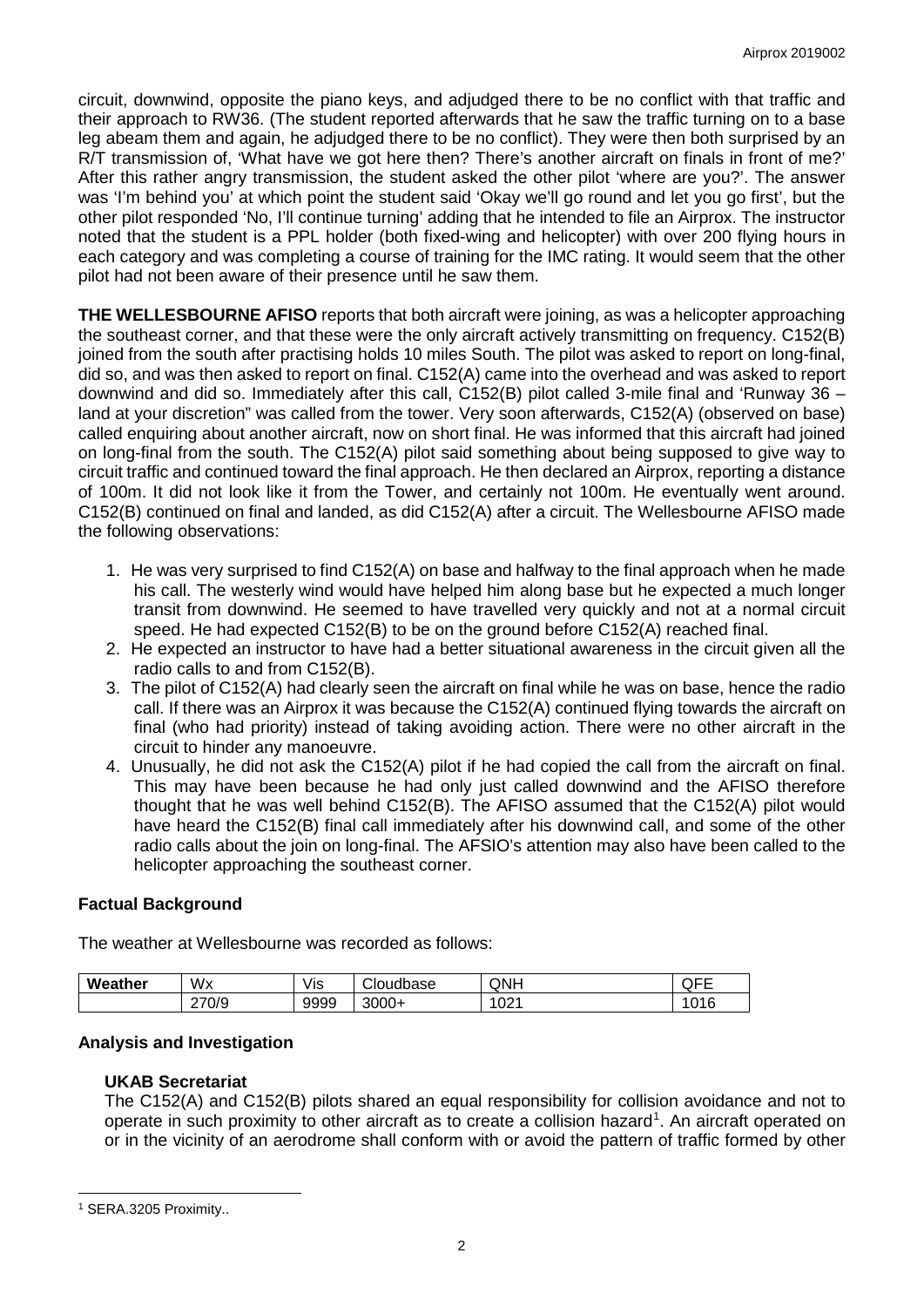circuit, downwind, opposite the piano keys, and adjudged there to be no conflict with that traffic and their approach to RW36. (The student reported afterwards that he saw the traffic turning on to a base leg abeam them and again, he adjudged there to be no conflict). They were then both surprised by an R/T transmission of, 'What have we got here then? There's another aircraft on finals in front of me?' After this rather angry transmission, the student asked the other pilot 'where are you?'. The answer was 'I'm behind you' at which point the student said 'Okay we'll go round and let you go first', but the other pilot responded 'No, I'll continue turning' adding that he intended to file an Airprox. The instructor noted that the student is a PPL holder (both fixed-wing and helicopter) with over 200 flying hours in each category and was completing a course of training for the IMC rating. It would seem that the other pilot had not been aware of their presence until he saw them.

**THE WELLESBOURNE AFISO** reports that both aircraft were joining, as was a helicopter approaching the southeast corner, and that these were the only aircraft actively transmitting on frequency. C152(B) joined from the south after practising holds 10 miles South. The pilot was asked to report on long-final, did so, and was then asked to report on final. C152(A) came into the overhead and was asked to report downwind and did so. Immediately after this call, C152(B) pilot called 3-mile final and 'Runway 36 – land at your discretion" was called from the tower. Very soon afterwards, C152(A) (observed on base) called enquiring about another aircraft, now on short final. He was informed that this aircraft had joined on long-final from the south. The C152(A) pilot said something about being supposed to give way to circuit traffic and continued toward the final approach. He then declared an Airprox, reporting a distance of 100m. It did not look like it from the Tower, and certainly not 100m. He eventually went around. C152(B) continued on final and landed, as did C152(A) after a circuit. The Wellesbourne AFISO made the following observations:

1. He was very surprised to find C152(A) on base and halfway to the final approach when he made his call. The westerly wind would have helped him along base but he expected a much longer transit from downwind. He seemed to have travelled very quickly and not at a normal circuit speed. He had expected C152(B) to be on the ground before C152(A) reached final.
2. He expected an instructor to have had a better situational awareness in the circuit given all the radio calls to and from C152(B).
3. The pilot of C152(A) had clearly seen the aircraft on final while he was on base, hence the radio call. If there was an Airprox it was because the C152(A) continued flying towards the aircraft on final (who had priority) instead of taking avoiding action. There were no other aircraft in the circuit to hinder any manoeuvre.
4. Unusually, he did not ask the C152(A) pilot if he had copied the call from the aircraft on final. This may have been because he had only just called downwind and the AFISO therefore thought that he was well behind C152(B). The AFISO assumed that the C152(A) pilot would have heard the C152(B) final call immediately after his downwind call, and some of the other radio calls about the join on long-final. The AFSIO's attention may also have been called to the helicopter approaching the southeast corner.

## Factual Background

The weather at Wellesbourne was recorded as follows:

| Weather | Wx | Vis | Cloudbase | QNH | QFE |
|---|---|---|---|---|---|
| | 270/9 | 9999 | 3000+ | 1021 | 1016 |

## Analysis and Investigation

### UKAB Secretariat

The C152(A) and C152(B) pilots shared an equal responsibility for collision avoidance and not to operate in such proximity to other aircraft as to create a collision hazard[1]. An aircraft operated on or in the vicinity of an aerodrome shall conform with or avoid the pattern of traffic formed by other

[1] SERA.3205 Proximity..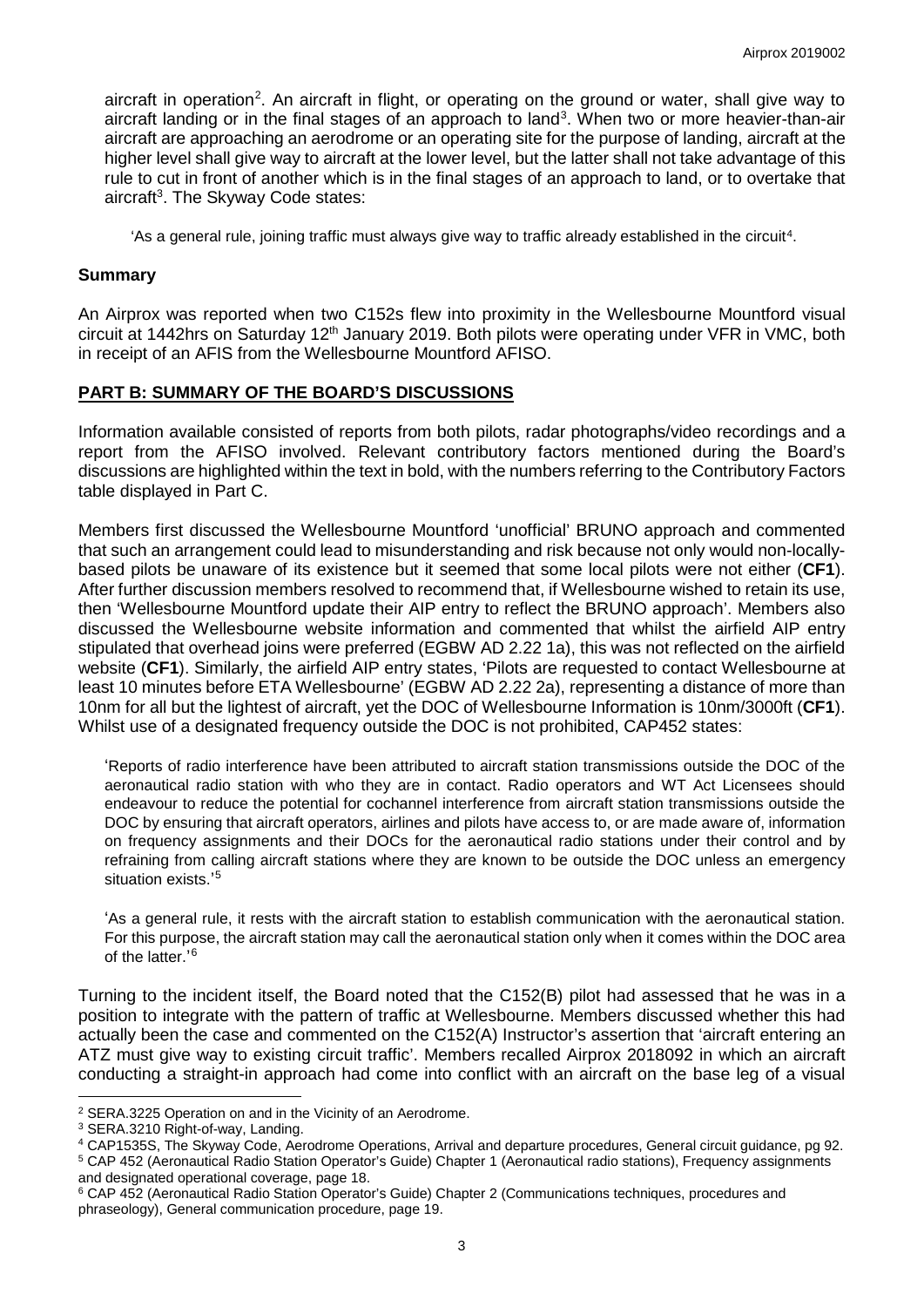aircraft in operation[2]. An aircraft in flight, or operating on the ground or water, shall give way to aircraft landing or in the final stages of an approach to land[3]. When two or more heavier-than-air aircraft are approaching an aerodrome or an operating site for the purpose of landing, aircraft at the higher level shall give way to aircraft at the lower level, but the latter shall not take advantage of this rule to cut in front of another which is in the final stages of an approach to land, or to overtake that aircraft[3]. The Skyway Code states:

> 'As a general rule, joining traffic must always give way to traffic already established in the circuit[4].

## Summary

An Airprox was reported when two C152s flew into proximity in the Wellesbourne Mountford visual circuit at 1442hrs on Saturday 12th January 2019. Both pilots were operating under VFR in VMC, both in receipt of an AFIS from the Wellesbourne Mountford AFISO.

## PART B: SUMMARY OF THE BOARD'S DISCUSSIONS

Information available consisted of reports from both pilots, radar photographs/video recordings and a report from the AFISO involved. Relevant contributory factors mentioned during the Board's discussions are highlighted within the text in bold, with the numbers referring to the Contributory Factors table displayed in Part C.

Members first discussed the Wellesbourne Mountford 'unofficial' BRUNO approach and commented that such an arrangement could lead to misunderstanding and risk because not only would non-locally-based pilots be unaware of its existence but it seemed that some local pilots were not either (**CF1**). After further discussion members resolved to recommend that, if Wellesbourne wished to retain its use, then 'Wellesbourne Mountford update their AIP entry to reflect the BRUNO approach'. Members also discussed the Wellesbourne website information and commented that whilst the airfield AIP entry stipulated that overhead joins were preferred (EGBW AD 2.22 1a), this was not reflected on the airfield website (**CF1**). Similarly, the airfield AIP entry states, 'Pilots are requested to contact Wellesbourne at least 10 minutes before ETA Wellesbourne' (EGBW AD 2.22 2a), representing a distance of more than 10nm for all but the lightest of aircraft, yet the DOC of Wellesbourne Information is 10nm/3000ft (**CF1**). Whilst use of a designated frequency outside the DOC is not prohibited, CAP452 states:

> 'Reports of radio interference have been attributed to aircraft station transmissions outside the DOC of the aeronautical radio station with who they are in contact. Radio operators and WT Act Licensees should endeavour to reduce the potential for cochannel interference from aircraft station transmissions outside the DOC by ensuring that aircraft operators, airlines and pilots have access to, or are made aware of, information on frequency assignments and their DOCs for the aeronautical radio stations under their control and by refraining from calling aircraft stations where they are known to be outside the DOC unless an emergency situation exists.'[5]

> 'As a general rule, it rests with the aircraft station to establish communication with the aeronautical station. For this purpose, the aircraft station may call the aeronautical station only when it comes within the DOC area of the latter.'[6]

Turning to the incident itself, the Board noted that the C152(B) pilot had assessed that he was in a position to integrate with the pattern of traffic at Wellesbourne. Members discussed whether this had actually been the case and commented on the C152(A) Instructor's assertion that 'aircraft entering an ATZ must give way to existing circuit traffic'. Members recalled Airprox 2018092 in which an aircraft conducting a straight-in approach had come into conflict with an aircraft on the base leg of a visual

---

[2] SERA.3225 Operation on and in the Vicinity of an Aerodrome.

[3] SERA.3210 Right-of-way, Landing.

[4] CAP1535S, The Skyway Code, Aerodrome Operations, Arrival and departure procedures, General circuit guidance, pg 92.

[5] CAP 452 (Aeronautical Radio Station Operator's Guide) Chapter 1 (Aeronautical radio stations), Frequency assignments and designated operational coverage, page 18.

[6] CAP 452 (Aeronautical Radio Station Operator's Guide) Chapter 2 (Communications techniques, procedures and phraseology), General communication procedure, page 19.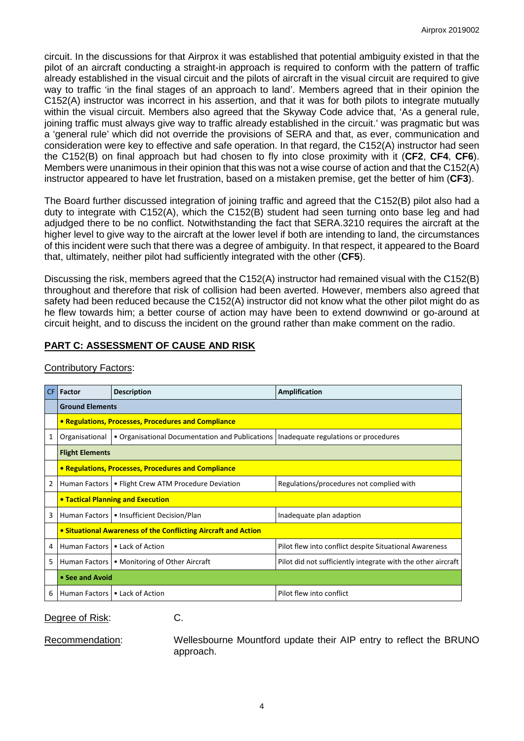circuit. In the discussions for that Airprox it was established that potential ambiguity existed in that the pilot of an aircraft conducting a straight-in approach is required to conform with the pattern of traffic already established in the visual circuit and the pilots of aircraft in the visual circuit are required to give way to traffic 'in the final stages of an approach to land'. Members agreed that in their opinion the C152(A) instructor was incorrect in his assertion, and that it was for both pilots to integrate mutually within the visual circuit. Members also agreed that the Skyway Code advice that, 'As a general rule, joining traffic must always give way to traffic already established in the circuit.' was pragmatic but was a 'general rule' which did not override the provisions of SERA and that, as ever, communication and consideration were key to effective and safe operation. In that regard, the C152(A) instructor had seen the C152(B) on final approach but had chosen to fly into close proximity with it (**CF2**, **CF4**, **CF6**). Members were unanimous in their opinion that this was not a wise course of action and that the C152(A) instructor appeared to have let frustration, based on a mistaken premise, get the better of him (**CF3**).

The Board further discussed integration of joining traffic and agreed that the C152(B) pilot also had a duty to integrate with C152(A), which the C152(B) student had seen turning onto base leg and had adjudged there to be no conflict. Notwithstanding the fact that SERA.3210 requires the aircraft at the higher level to give way to the aircraft at the lower level if both are intending to land, the circumstances of this incident were such that there was a degree of ambiguity. In that respect, it appeared to the Board that, ultimately, neither pilot had sufficiently integrated with the other (**CF5**).

Discussing the risk, members agreed that the C152(A) instructor had remained visual with the C152(B) throughout and therefore that risk of collision had been averted. However, members also agreed that safety had been reduced because the C152(A) instructor did not know what the other pilot might do as he flew towards him; a better course of action may have been to extend downwind or go-around at circuit height, and to discuss the incident on the ground rather than make comment on the radio.

## PART C: ASSESSMENT OF CAUSE AND RISK

Contributory Factors:

| CF | Factor | Description | Amplification |
|---|---|---|---|
| | **Ground Elements** | | |
| | **• Regulations, Processes, Procedures and Compliance** | | |
| 1 | Organisational | • Organisational Documentation and Publications | Inadequate regulations or procedures |
| | **Flight Elements** | | |
| | **• Regulations, Processes, Procedures and Compliance** | | |
| 2 | Human Factors | • Flight Crew ATM Procedure Deviation | Regulations/procedures not complied with |
| | **• Tactical Planning and Execution** | | |
| 3 | Human Factors | • Insufficient Decision/Plan | Inadequate plan adaption |
| | **• Situational Awareness of the Conflicting Aircraft and Action** | | |
| 4 | Human Factors | • Lack of Action | Pilot flew into conflict despite Situational Awareness |
| 5 | Human Factors | • Monitoring of Other Aircraft | Pilot did not sufficiently integrate with the other aircraft |
| | **• See and Avoid** | | |
| 6 | Human Factors | • Lack of Action | Pilot flew into conflict |

Degree of Risk: C.

Recommendation: Wellesbourne Mountford update their AIP entry to reflect the BRUNO approach.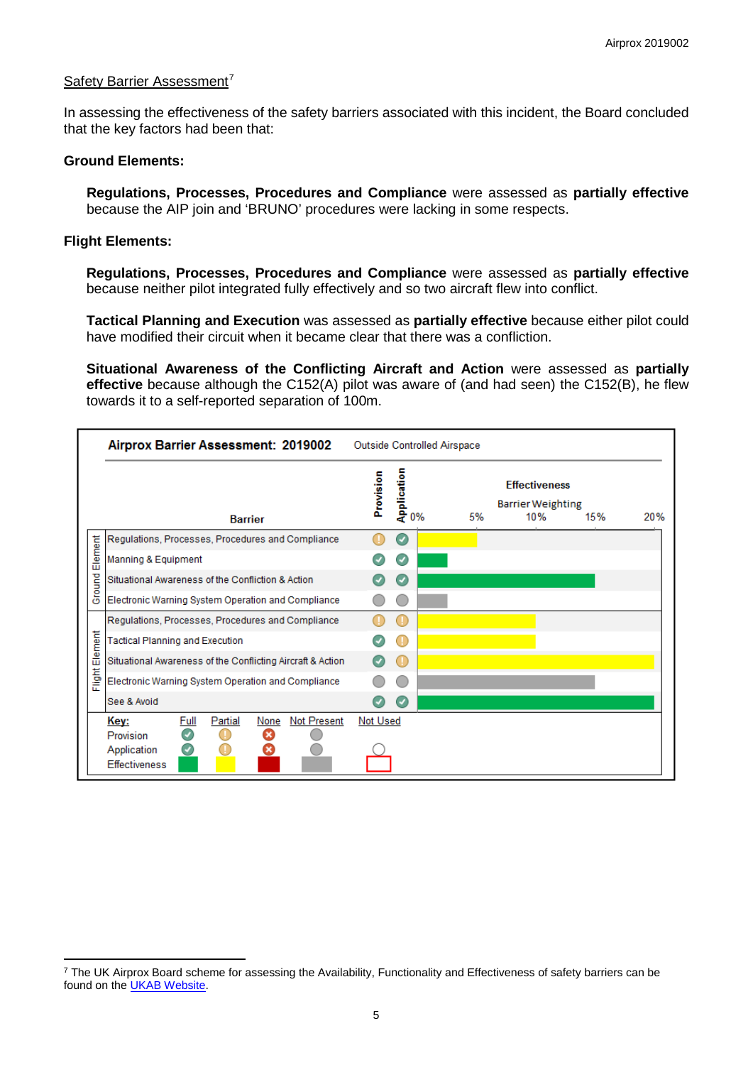Safety Barrier Assessment[7]

In assessing the effectiveness of the safety barriers associated with this incident, the Board concluded that the key factors had been that:

**Ground Elements:**

**Regulations, Processes, Procedures and Compliance** were assessed as **partially effective** because the AIP join and 'BRUNO' procedures were lacking in some respects.

**Flight Elements:**

**Regulations, Processes, Procedures and Compliance** were assessed as **partially effective** because neither pilot integrated fully effectively and so two aircraft flew into conflict.

**Tactical Planning and Execution** was assessed as **partially effective** because either pilot could have modified their circuit when it became clear that there was a confliction.

**Situational Awareness of the Conflicting Aircraft and Action** were assessed as **partially effective** because although the C152(A) pilot was aware of (and had seen) the C152(B), he flew towards it to a self-reported separation of 100m.

**Airprox Barrier Assessment: 2019002**

Outside Controlled Airspace

Barrier
Provision
Application
Effectiveness
Barrier Weighting
0%
5%
10%
15%
20%

Ground Element
Regulations, Processes, Procedures and Compliance
Manning & Equipment
Situational Awareness of the Confliction & Action
Electronic Warning System Operation and Compliance

Flight Element
Regulations, Processes, Procedures and Compliance
Tactical Planning and Execution
Situational Awareness of the Conflicting Aircraft & Action
Electronic Warning System Operation and Compliance
See & Avoid

Key: Full, Partial, None, Not Present, Not Used
Provision
Application
Effectiveness

[7] The UK Airprox Board scheme for assessing the Availability, Functionality and Effectiveness of safety barriers can be found on the UKAB Website.